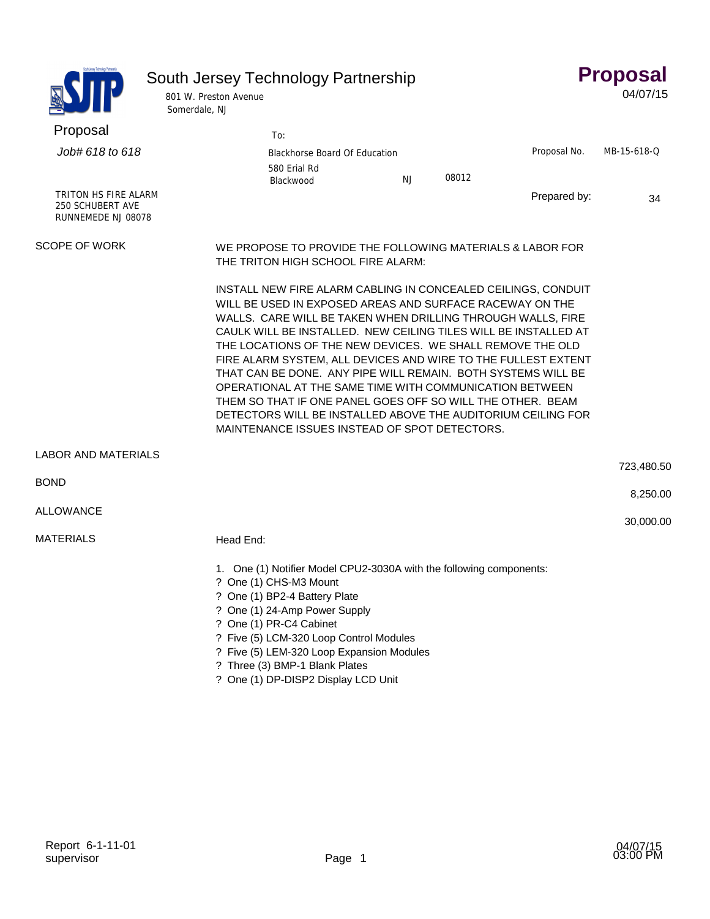# South Jersey Technology Partnership

801 W. Preston Avenue
Somerdale, NJ

## Proposal

04/07/15

**Proposal**

*Job# 618 to 618*

TRITON HS FIRE ALARM
250 SCHUBERT AVE
RUNNEMEDE NJ 08078

To:

Blackhorse Board Of Education
580 Erial Rd
Blackwood NJ 08012

Proposal No. MB-15-618-Q

Prepared by: 34

**SCOPE OF WORK**

WE PROPOSE TO PROVIDE THE FOLLOWING MATERIALS & LABOR FOR THE TRITON HIGH SCHOOL FIRE ALARM:

INSTALL NEW FIRE ALARM CABLING IN CONCEALED CEILINGS, CONDUIT WILL BE USED IN EXPOSED AREAS AND SURFACE RACEWAY ON THE WALLS. CARE WILL BE TAKEN WHEN DRILLING THROUGH WALLS, FIRE CAULK WILL BE INSTALLED. NEW CEILING TILES WILL BE INSTALLED AT THE LOCATIONS OF THE NEW DEVICES. WE SHALL REMOVE THE OLD FIRE ALARM SYSTEM, ALL DEVICES AND WIRE TO THE FULLEST EXTENT THAT CAN BE DONE. ANY PIPE WILL REMAIN. BOTH SYSTEMS WILL BE OPERATIONAL AT THE SAME TIME WITH COMMUNICATION BETWEEN THEM SO THAT IF ONE PANEL GOES OFF SO WILL THE OTHER. BEAM DETECTORS WILL BE INSTALLED ABOVE THE AUDITORIUM CEILING FOR MAINTENANCE ISSUES INSTEAD OF SPOT DETECTORS.

| | |
|---|---:|
| LABOR AND MATERIALS | 723,480.50 |
| BOND | 8,250.00 |
| ALLOWANCE | 30,000.00 |

**MATERIALS**

Head End:

1. One (1) Notifier Model CPU2-3030A with the following components:
? One (1) CHS-M3 Mount
? One (1) BP2-4 Battery Plate
? One (1) 24-Amp Power Supply
? One (1) PR-C4 Cabinet
? Five (5) LCM-320 Loop Control Modules
? Five (5) LEM-320 Loop Expansion Modules
? Three (3) BMP-1 Blank Plates
? One (1) DP-DISP2 Display LCD Unit

Report 6-1-11-01
supervisor

04/07/15
03:00 PM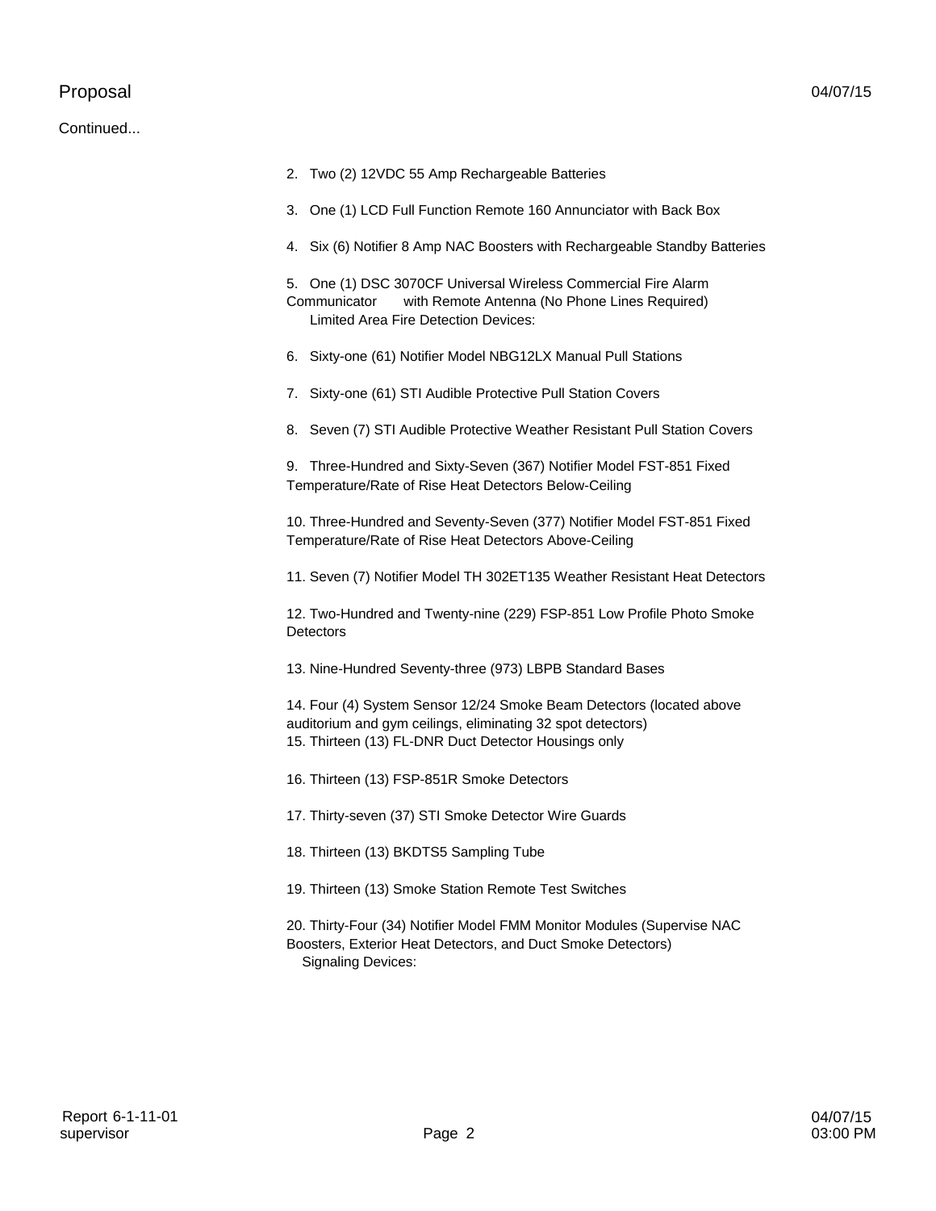Proposal 04/07/15

Continued...

2. Two (2) 12VDC 55 Amp Rechargeable Batteries

3. One (1) LCD Full Function Remote 160 Annunciator with Back Box

4. Six (6) Notifier 8 Amp NAC Boosters with Rechargeable Standby Batteries

5. One (1) DSC 3070CF Universal Wireless Commercial Fire Alarm Communicator with Remote Antenna (No Phone Lines Required)

Limited Area Fire Detection Devices:

6. Sixty-one (61) Notifier Model NBG12LX Manual Pull Stations

7. Sixty-one (61) STI Audible Protective Pull Station Covers

8. Seven (7) STI Audible Protective Weather Resistant Pull Station Covers

9. Three-Hundred and Sixty-Seven (367) Notifier Model FST-851 Fixed Temperature/Rate of Rise Heat Detectors Below-Ceiling

10. Three-Hundred and Seventy-Seven (377) Notifier Model FST-851 Fixed Temperature/Rate of Rise Heat Detectors Above-Ceiling

11. Seven (7) Notifier Model TH 302ET135 Weather Resistant Heat Detectors

12. Two-Hundred and Twenty-nine (229) FSP-851 Low Profile Photo Smoke Detectors

13. Nine-Hundred Seventy-three (973) LBPB Standard Bases

14. Four (4) System Sensor 12/24 Smoke Beam Detectors (located above auditorium and gym ceilings, eliminating 32 spot detectors)

15. Thirteen (13) FL-DNR Duct Detector Housings only

16. Thirteen (13) FSP-851R Smoke Detectors

17. Thirty-seven (37) STI Smoke Detector Wire Guards

18. Thirteen (13) BKDTS5 Sampling Tube

19. Thirteen (13) Smoke Station Remote Test Switches

20. Thirty-Four (34) Notifier Model FMM Monitor Modules (Supervise NAC Boosters, Exterior Heat Detectors, and Duct Smoke Detectors)

Signaling Devices: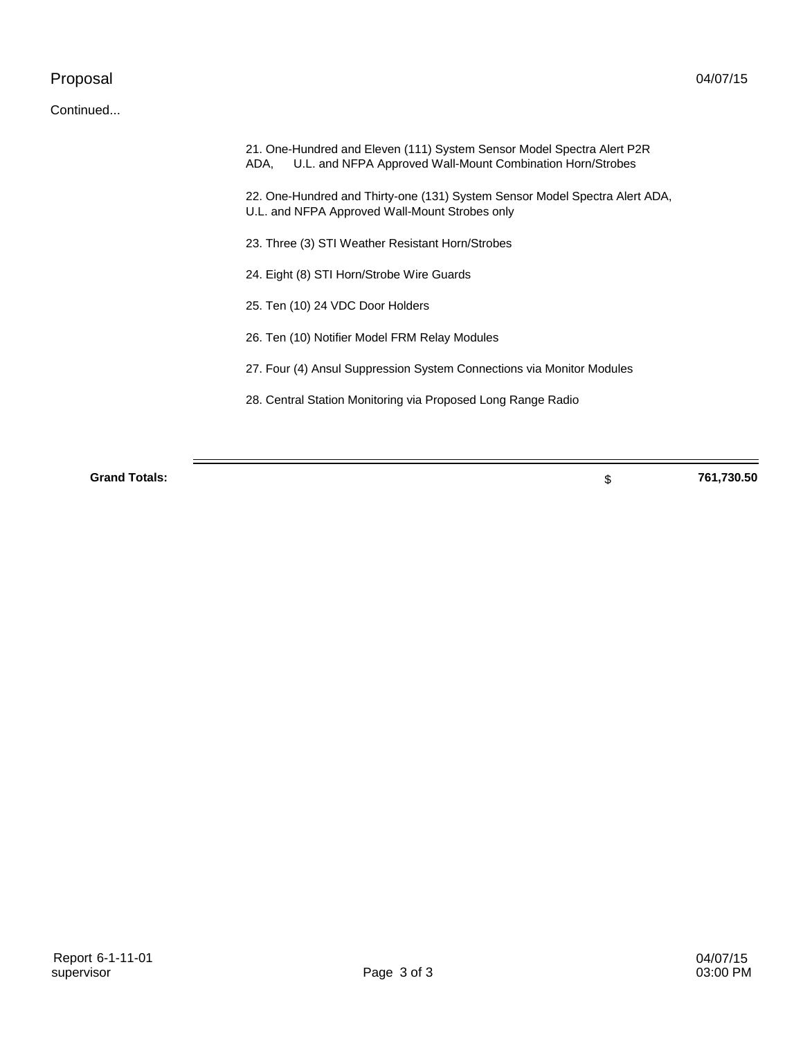Proposal

Continued...

21. One-Hundred and Eleven (111) System Sensor Model Spectra Alert P2R ADA, U.L. and NFPA Approved Wall-Mount Combination Horn/Strobes

22. One-Hundred and Thirty-one (131) System Sensor Model Spectra Alert ADA, U.L. and NFPA Approved Wall-Mount Strobes only

23. Three (3) STI Weather Resistant Horn/Strobes

24. Eight (8) STI Horn/Strobe Wire Guards

25. Ten (10) 24 VDC Door Holders

26. Ten (10) Notifier Model FRM Relay Modules

27. Four (4) Ansul Suppression System Connections via Monitor Modules

28. Central Station Monitoring via Proposed Long Range Radio

---

**Grand Totals:** $ **761,730.50**

Report 6-1-11-01
supervisor

04/07/15
03:00 PM